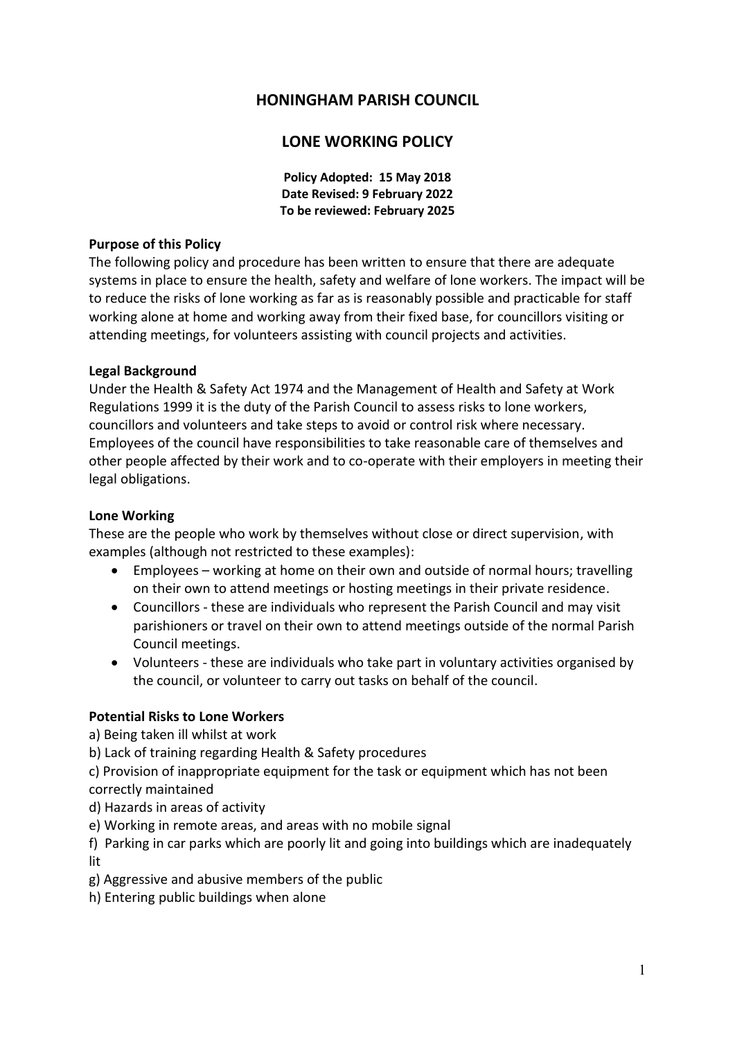# HONINGHAM PARISH COUNCIL

## LONE WORKING POLICY

**Policy Adopted: 15 May 2018**
**Date Revised: 9 February 2022**
**To be reviewed: February 2025**

### Purpose of this Policy

The following policy and procedure has been written to ensure that there are adequate systems in place to ensure the health, safety and welfare of lone workers. The impact will be to reduce the risks of lone working as far as is reasonably possible and practicable for staff working alone at home and working away from their fixed base, for councillors visiting or attending meetings, for volunteers assisting with council projects and activities.

### Legal Background

Under the Health & Safety Act 1974 and the Management of Health and Safety at Work Regulations 1999 it is the duty of the Parish Council to assess risks to lone workers, councillors and volunteers and take steps to avoid or control risk where necessary. Employees of the council have responsibilities to take reasonable care of themselves and other people affected by their work and to co-operate with their employers in meeting their legal obligations.

### Lone Working

These are the people who work by themselves without close or direct supervision, with examples (although not restricted to these examples):

- Employees – working at home on their own and outside of normal hours; travelling on their own to attend meetings or hosting meetings in their private residence.
- Councillors - these are individuals who represent the Parish Council and may visit parishioners or travel on their own to attend meetings outside of the normal Parish Council meetings.
- Volunteers - these are individuals who take part in voluntary activities organised by the council, or volunteer to carry out tasks on behalf of the council.

### Potential Risks to Lone Workers

a) Being taken ill whilst at work
b) Lack of training regarding Health & Safety procedures
c) Provision of inappropriate equipment for the task or equipment which has not been correctly maintained
d) Hazards in areas of activity
e) Working in remote areas, and areas with no mobile signal
f) Parking in car parks which are poorly lit and going into buildings which are inadequately lit
g) Aggressive and abusive members of the public
h) Entering public buildings when alone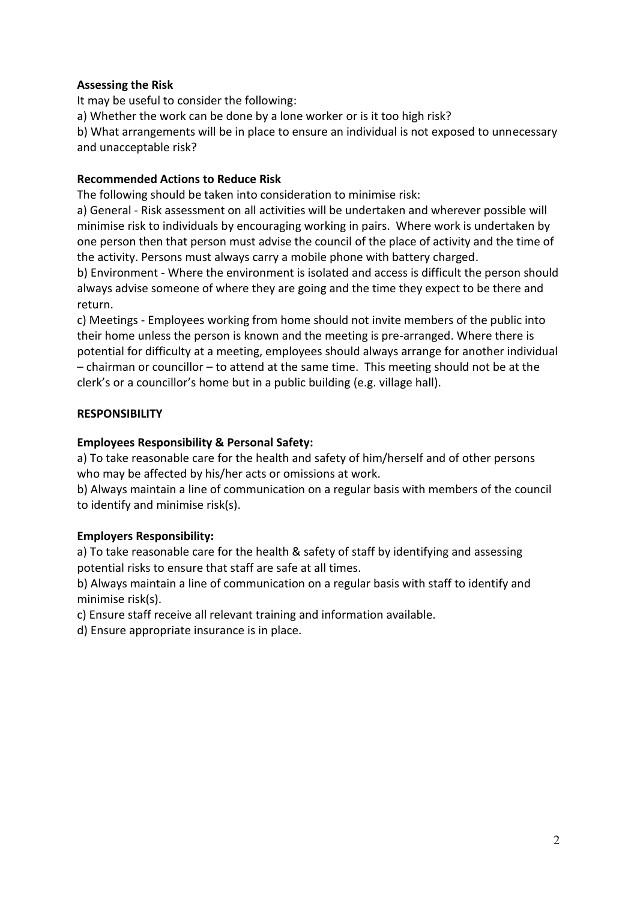**Assessing the Risk**

It may be useful to consider the following:

a) Whether the work can be done by a lone worker or is it too high risk?

b) What arrangements will be in place to ensure an individual is not exposed to unnecessary and unacceptable risk?

**Recommended Actions to Reduce Risk**

The following should be taken into consideration to minimise risk:

a) General - Risk assessment on all activities will be undertaken and wherever possible will minimise risk to individuals by encouraging working in pairs. Where work is undertaken by one person then that person must advise the council of the place of activity and the time of the activity. Persons must always carry a mobile phone with battery charged.

b) Environment - Where the environment is isolated and access is difficult the person should always advise someone of where they are going and the time they expect to be there and return.

c) Meetings - Employees working from home should not invite members of the public into their home unless the person is known and the meeting is pre-arranged. Where there is potential for difficulty at a meeting, employees should always arrange for another individual – chairman or councillor – to attend at the same time. This meeting should not be at the clerk's or a councillor's home but in a public building (e.g. village hall).

**RESPONSIBILITY**

**Employees Responsibility & Personal Safety:**

a) To take reasonable care for the health and safety of him/herself and of other persons who may be affected by his/her acts or omissions at work.

b) Always maintain a line of communication on a regular basis with members of the council to identify and minimise risk(s).

**Employers Responsibility:**

a) To take reasonable care for the health & safety of staff by identifying and assessing potential risks to ensure that staff are safe at all times.

b) Always maintain a line of communication on a regular basis with staff to identify and minimise risk(s).

c) Ensure staff receive all relevant training and information available.

d) Ensure appropriate insurance is in place.